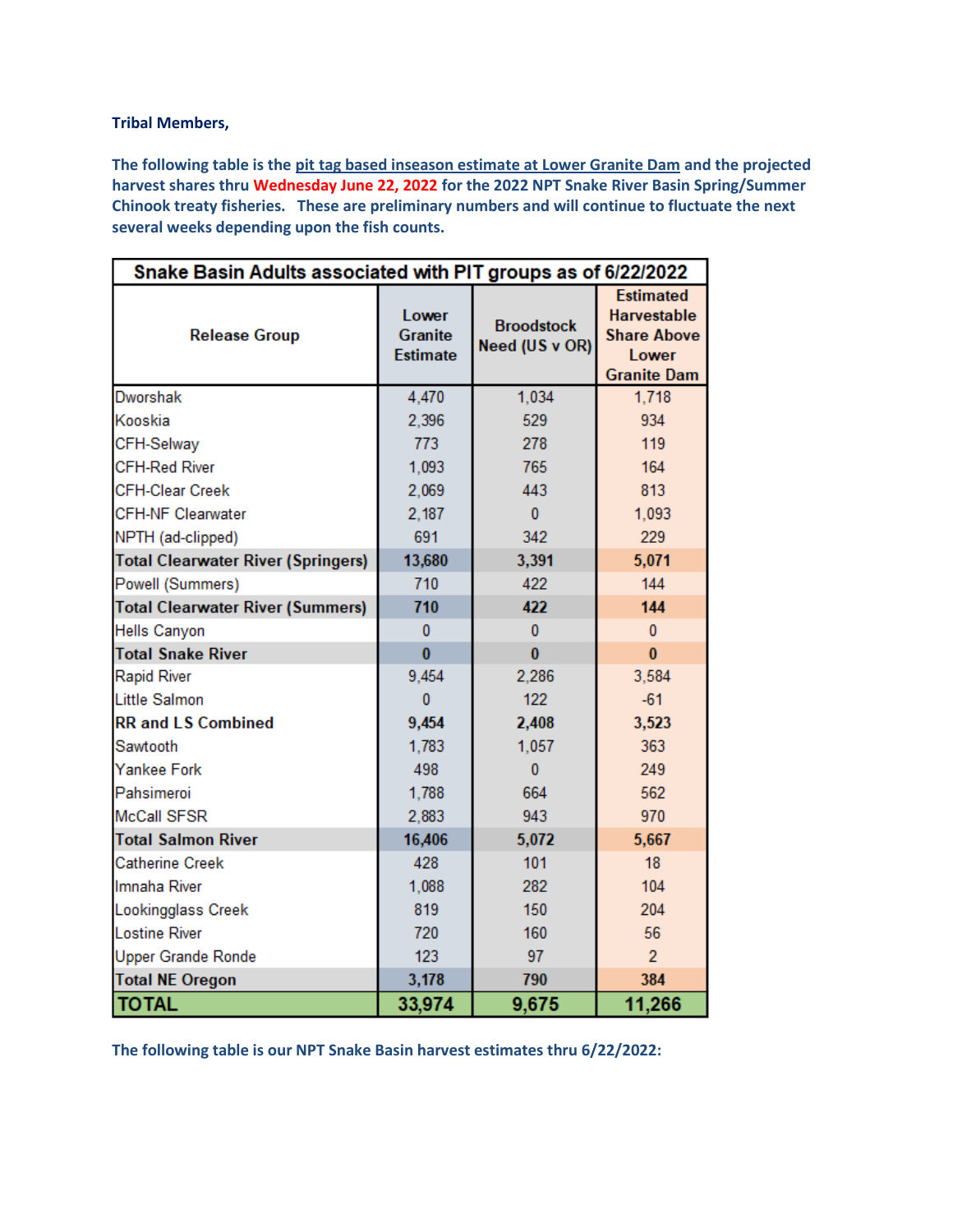**Tribal Members,**

**The following table is the pit tag based inseason estimate at Lower Granite Dam and the projected harvest shares thru Wednesday June 22, 2022 for the 2022 NPT Snake River Basin Spring/Summer Chinook treaty fisheries. These are preliminary numbers and will continue to fluctuate the next several weeks depending upon the fish counts.**

| Snake Basin Adults associated with PIT groups as of 6/22/2022 | | | |
|---|---|---|---|
| **Release Group** | **Lower Granite Estimate** | **Broodstock Need (US v OR)** | **Estimated Harvestable Share Above Lower Granite Dam** |
| Dworshak | 4,470 | 1,034 | 1,718 |
| Kooskia | 2,396 | 529 | 934 |
| CFH-Selway | 773 | 278 | 119 |
| CFH-Red River | 1,093 | 765 | 164 |
| CFH-Clear Creek | 2,069 | 443 | 813 |
| CFH-NF Clearwater | 2,187 | 0 | 1,093 |
| NPTH (ad-clipped) | 691 | 342 | 229 |
| **Total Clearwater River (Springers)** | **13,680** | **3,391** | **5,071** |
| Powell (Summers) | 710 | 422 | 144 |
| **Total Clearwater River (Summers)** | **710** | **422** | **144** |
| Hells Canyon | 0 | 0 | 0 |
| **Total Snake River** | **0** | **0** | **0** |
| Rapid River | 9,454 | 2,286 | 3,584 |
| Little Salmon | 0 | 122 | -61 |
| **RR and LS Combined** | **9,454** | **2,408** | **3,523** |
| Sawtooth | 1,783 | 1,057 | 363 |
| Yankee Fork | 498 | 0 | 249 |
| Pahsimeroi | 1,788 | 664 | 562 |
| McCall SFSR | 2,883 | 943 | 970 |
| **Total Salmon River** | **16,406** | **5,072** | **5,667** |
| Catherine Creek | 428 | 101 | 18 |
| Imnaha River | 1,088 | 282 | 104 |
| Lookingglass Creek | 819 | 150 | 204 |
| Lostine River | 720 | 160 | 56 |
| Upper Grande Ronde | 123 | 97 | 2 |
| **Total NE Oregon** | **3,178** | **790** | **384** |
| **TOTAL** | **33,974** | **9,675** | **11,266** |

**The following table is our NPT Snake Basin harvest estimates thru 6/22/2022:**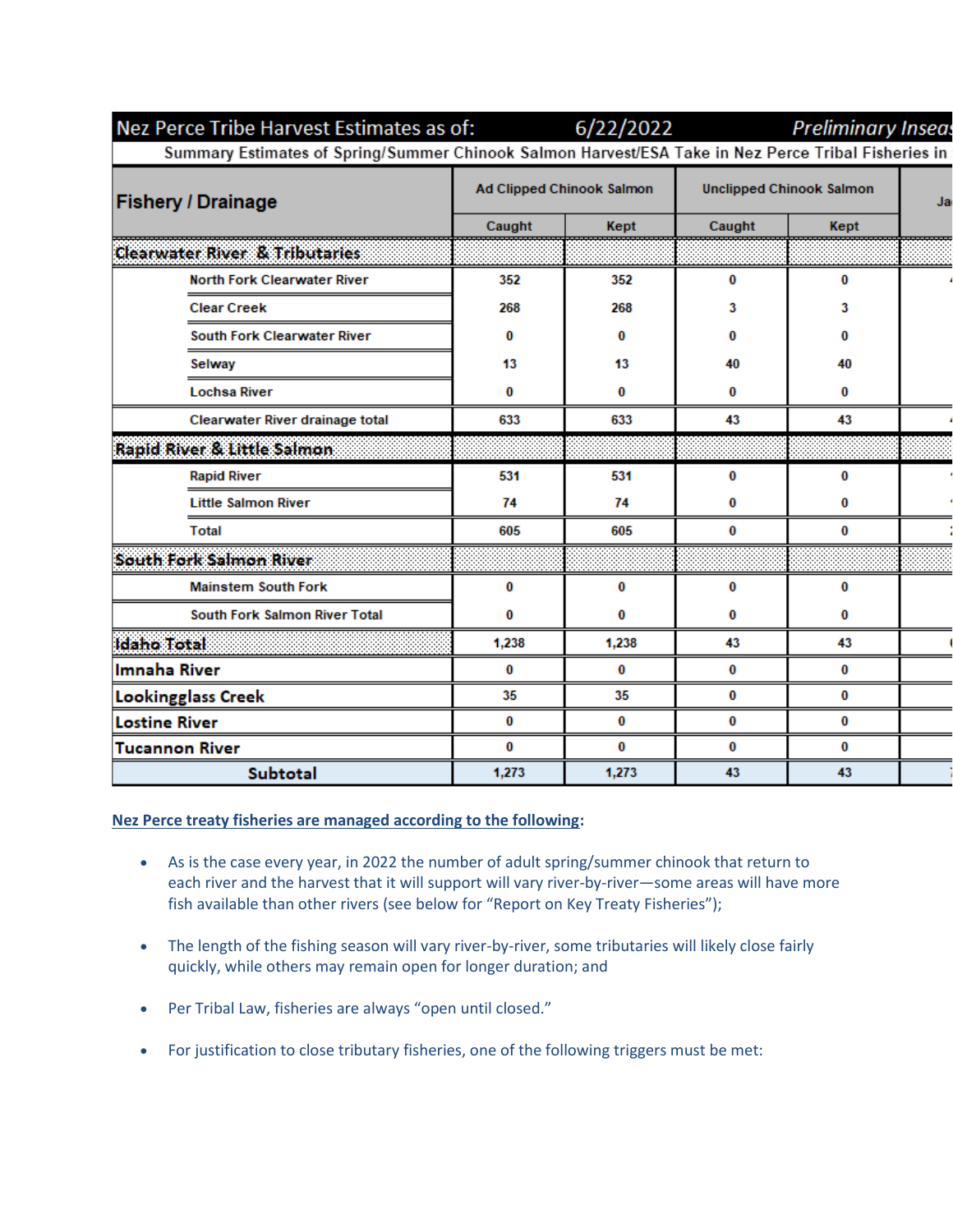| Nez Perce Tribe Harvest Estimates as of: | 6/22/2022 | | Preliminary Inseas | |
|---|---|---|---|---|
| Summary Estimates of Spring/Summer Chinook Salmon Harvest/ESA Take in Nez Perce Tribal Fisheries in | | | | |
| **Fishery / Drainage** | Ad Clipped Chinook Salmon | | Unclipped Chinook Salmon | |
| | Caught | Kept | Caught | Kept |
| **Clearwater River & Tributaries** | | | | |
| North Fork Clearwater River | 352 | 352 | 0 | 0 |
| Clear Creek | 268 | 268 | 3 | 3 |
| South Fork Clearwater River | 0 | 0 | 0 | 0 |
| Selway | 13 | 13 | 40 | 40 |
| Lochsa River | 0 | 0 | 0 | 0 |
| Clearwater River drainage total | 633 | 633 | 43 | 43 |
| **Rapid River & Little Salmon** | | | | |
| Rapid River | 531 | 531 | 0 | 0 |
| Little Salmon River | 74 | 74 | 0 | 0 |
| Total | 605 | 605 | 0 | 0 |
| **South Fork Salmon River** | | | | |
| Mainstem South Fork | 0 | 0 | 0 | 0 |
| South Fork Salmon River Total | 0 | 0 | 0 | 0 |
| **Idaho Total** | 1,238 | 1,238 | 43 | 43 |
| **Imnaha River** | 0 | 0 | 0 | 0 |
| **Lookingglass Creek** | 35 | 35 | 0 | 0 |
| **Lostine River** | 0 | 0 | 0 | 0 |
| **Tucannon River** | 0 | 0 | 0 | 0 |
| **Subtotal** | 1,273 | 1,273 | 43 | 43 |

**Nez Perce treaty fisheries are managed according to the following:**

- As is the case every year, in 2022 the number of adult spring/summer chinook that return to each river and the harvest that it will support will vary river-by-river—some areas will have more fish available than other rivers (see below for "Report on Key Treaty Fisheries");

- The length of the fishing season will vary river-by-river, some tributaries will likely close fairly quickly, while others may remain open for longer duration; and

- Per Tribal Law, fisheries are always "open until closed."

- For justification to close tributary fisheries, one of the following triggers must be met: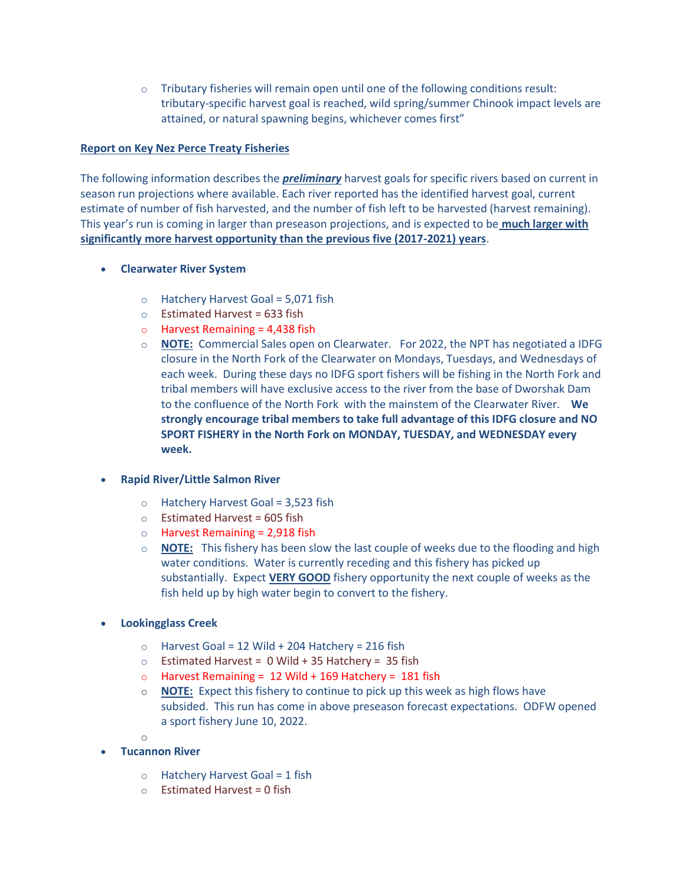- Tributary fisheries will remain open until one of the following conditions result: tributary-specific harvest goal is reached, wild spring/summer Chinook impact levels are attained, or natural spawning begins, whichever comes first"

**Report on Key Nez Perce Treaty Fisheries**

The following information describes the ***preliminary*** harvest goals for specific rivers based on current in season run projections where available. Each river reported has the identified harvest goal, current estimate of number of fish harvested, and the number of fish left to be harvested (harvest remaining). This year's run is coming in larger than preseason projections, and is expected to be **much larger with significantly more harvest opportunity than the previous five (2017-2021) years**.

- **Clearwater River System**
  - Hatchery Harvest Goal = 5,071 fish
  - Estimated Harvest = 633 fish
  - Harvest Remaining = 4,438 fish
  - **NOTE:** Commercial Sales open on Clearwater. For 2022, the NPT has negotiated a IDFG closure in the North Fork of the Clearwater on Mondays, Tuesdays, and Wednesdays of each week. During these days no IDFG sport fishers will be fishing in the North Fork and tribal members will have exclusive access to the river from the base of Dworshak Dam to the confluence of the North Fork with the mainstem of the Clearwater River. **We strongly encourage tribal members to take full advantage of this IDFG closure and NO SPORT FISHERY in the North Fork on MONDAY, TUESDAY, and WEDNESDAY every week.**

- **Rapid River/Little Salmon River**
  - Hatchery Harvest Goal = 3,523 fish
  - Estimated Harvest = 605 fish
  - Harvest Remaining = 2,918 fish
  - **NOTE:** This fishery has been slow the last couple of weeks due to the flooding and high water conditions. Water is currently receding and this fishery has picked up substantially. Expect **VERY GOOD** fishery opportunity the next couple of weeks as the fish held up by high water begin to convert to the fishery.

- **Lookingglass Creek**
  - Harvest Goal = 12 Wild + 204 Hatchery = 216 fish
  - Estimated Harvest = 0 Wild + 35 Hatchery = 35 fish
  - Harvest Remaining = 12 Wild + 169 Hatchery = 181 fish
  - **NOTE:** Expect this fishery to continue to pick up this week as high flows have subsided. This run has come in above preseason forecast expectations. ODFW opened a sport fishery June 10, 2022.

- **Tucannon River**
  - Hatchery Harvest Goal = 1 fish
  - Estimated Harvest = 0 fish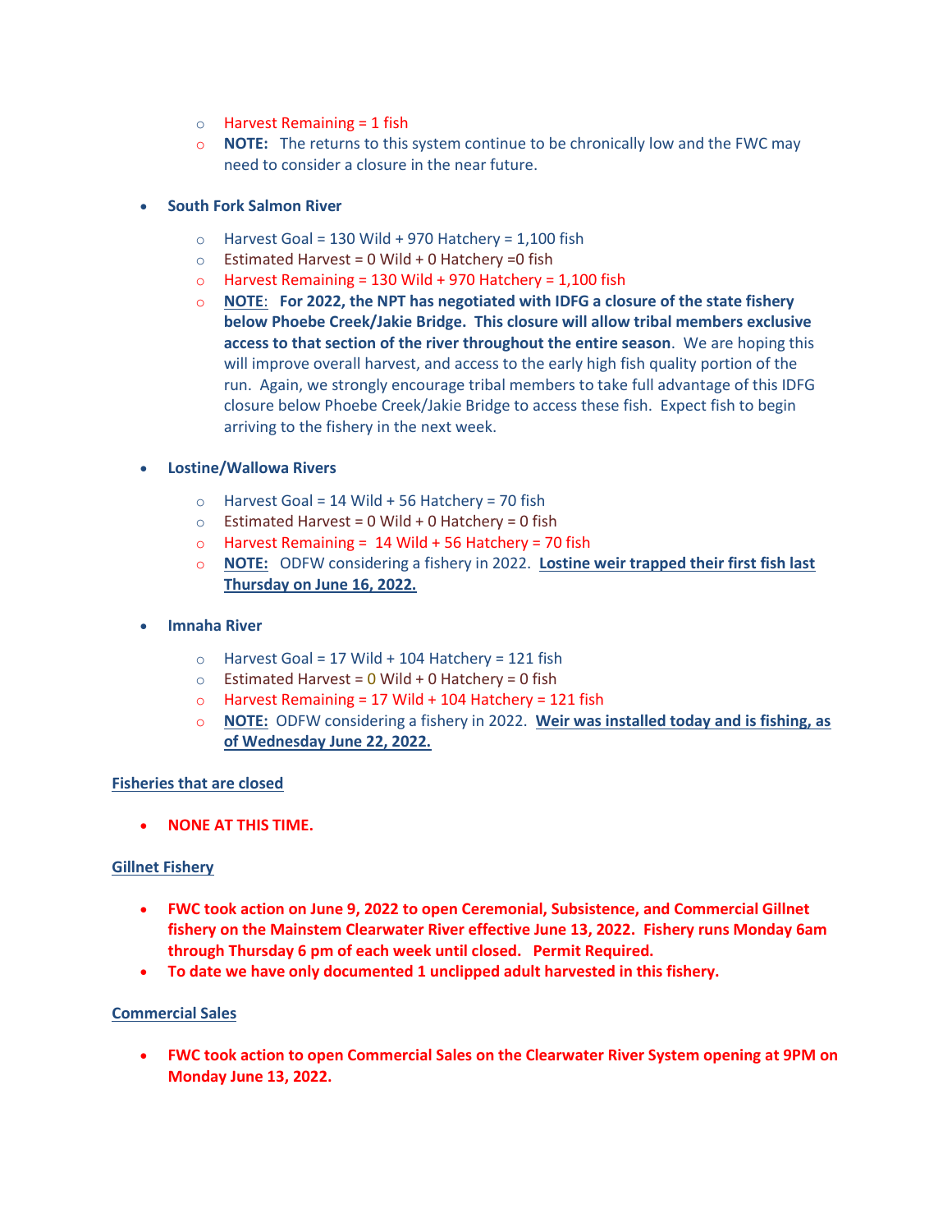- Harvest Remaining = 1 fish
- **NOTE:** The returns to this system continue to be chronically low and the FWC may need to consider a closure in the near future.

- **South Fork Salmon River**
  - Harvest Goal = 130 Wild + 970 Hatchery = 1,100 fish
  - Estimated Harvest = 0 Wild + 0 Hatchery =0 fish
  - Harvest Remaining = 130 Wild + 970 Hatchery = 1,100 fish
  - **NOTE**: **For 2022, the NPT has negotiated with IDFG a closure of the state fishery below Phoebe Creek/Jakie Bridge. This closure will allow tribal members exclusive access to that section of the river throughout the entire season**. We are hoping this will improve overall harvest, and access to the early high fish quality portion of the run. Again, we strongly encourage tribal members to take full advantage of this IDFG closure below Phoebe Creek/Jakie Bridge to access these fish. Expect fish to begin arriving to the fishery in the next week.

- **Lostine/Wallowa Rivers**
  - Harvest Goal = 14 Wild + 56 Hatchery = 70 fish
  - Estimated Harvest = 0 Wild + 0 Hatchery = 0 fish
  - Harvest Remaining = 14 Wild + 56 Hatchery = 70 fish
  - **NOTE:** ODFW considering a fishery in 2022. **Lostine weir trapped their first fish last Thursday on June 16, 2022.**

- **Imnaha River**
  - Harvest Goal = 17 Wild + 104 Hatchery = 121 fish
  - Estimated Harvest = 0 Wild + 0 Hatchery = 0 fish
  - Harvest Remaining = 17 Wild + 104 Hatchery = 121 fish
  - **NOTE:** ODFW considering a fishery in 2022. **Weir was installed today and is fishing, as of Wednesday June 22, 2022.**

**Fisheries that are closed**

- **NONE AT THIS TIME.**

**Gillnet Fishery**

- **FWC took action on June 9, 2022 to open Ceremonial, Subsistence, and Commercial Gillnet fishery on the Mainstem Clearwater River effective June 13, 2022. Fishery runs Monday 6am through Thursday 6 pm of each week until closed. Permit Required.**
- **To date we have only documented 1 unclipped adult harvested in this fishery.**

**Commercial Sales**

- **FWC took action to open Commercial Sales on the Clearwater River System opening at 9PM on Monday June 13, 2022.**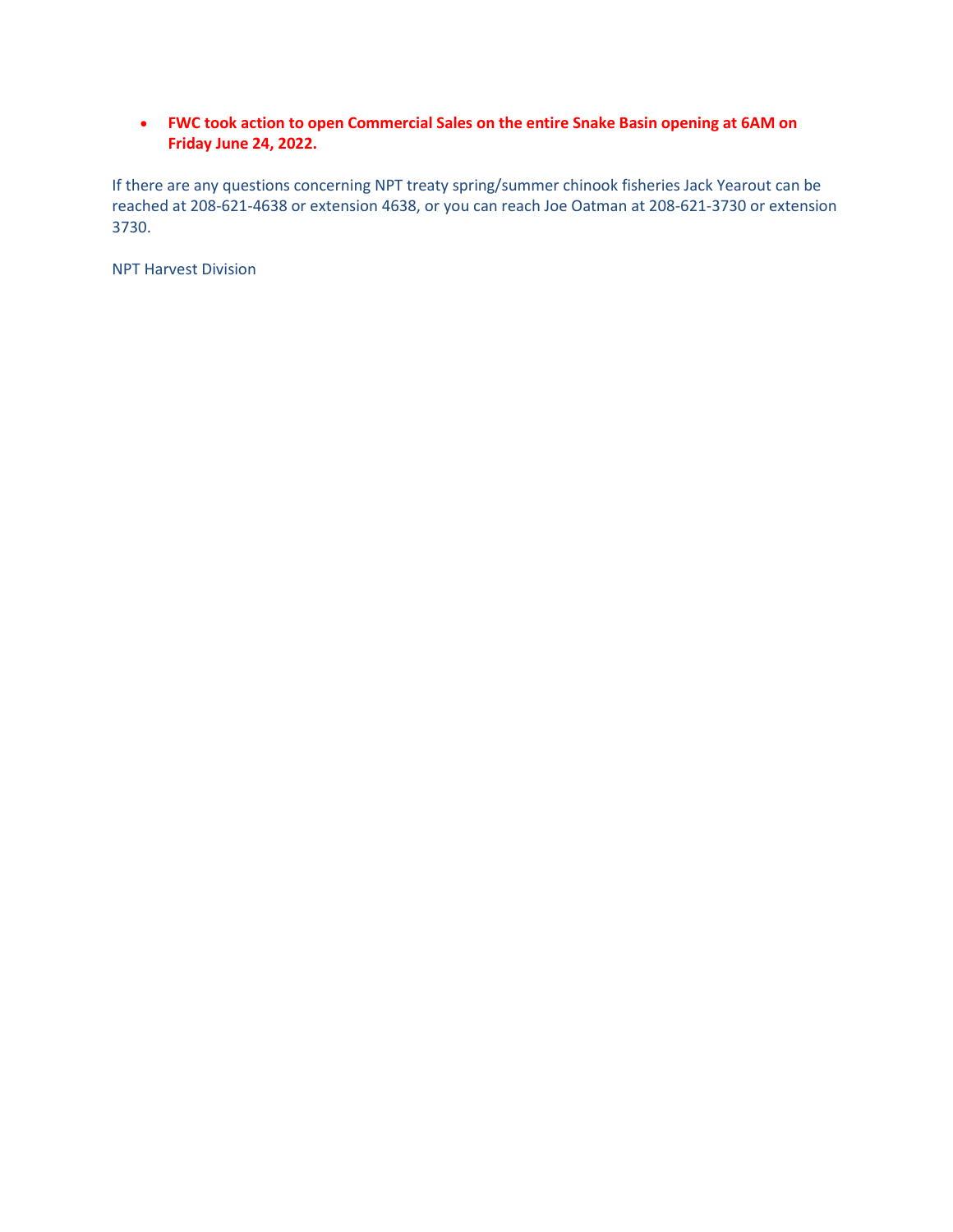- **FWC took action to open Commercial Sales on the entire Snake Basin opening at 6AM on Friday June 24, 2022.**

If there are any questions concerning NPT treaty spring/summer chinook fisheries Jack Yearout can be reached at 208-621-4638 or extension 4638, or you can reach Joe Oatman at 208-621-3730 or extension 3730.

NPT Harvest Division